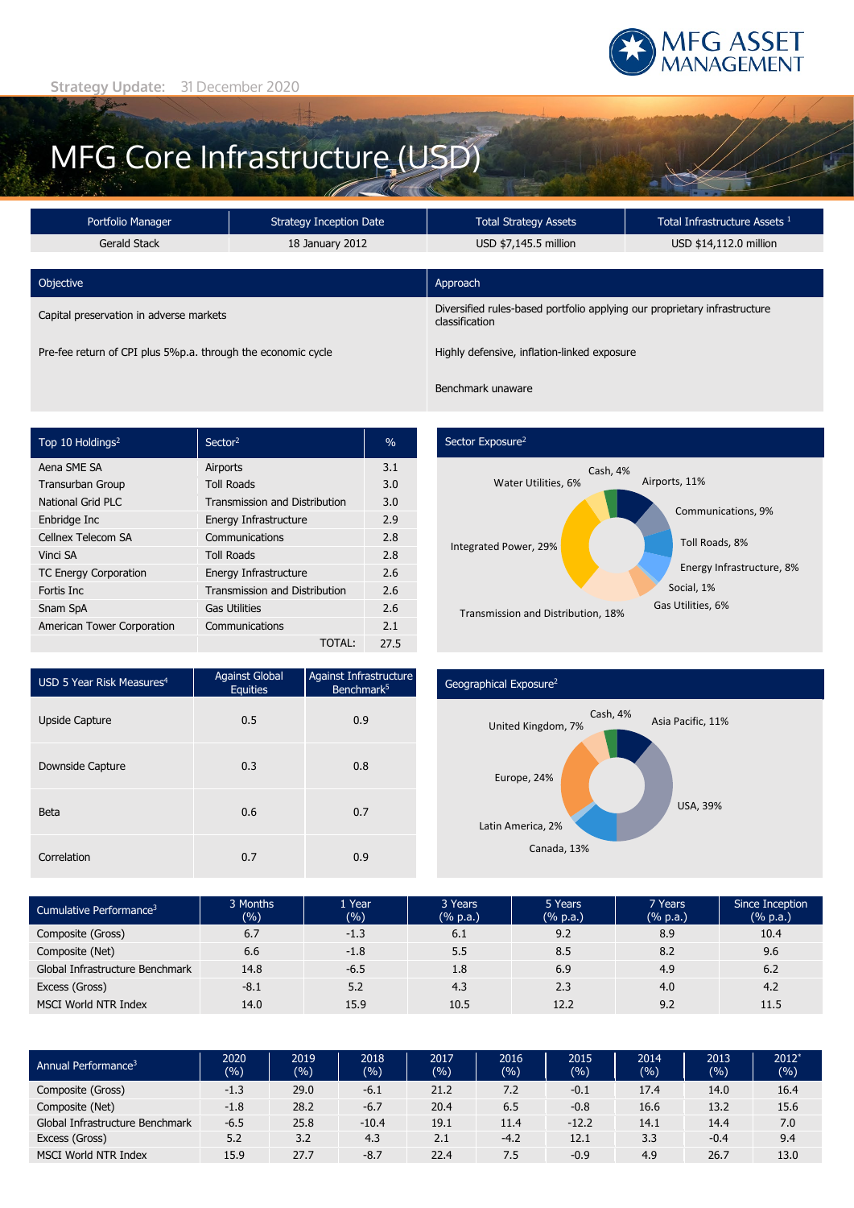Strategy Update: 31 December 2020

# MFG Core Infrastructure (USD)

| Portfolio Manager | Strategy Inception Date | Total Strategy Assets | Total Infrastructure Assets [1] |
|---|---|---|---|
| Gerald Stack | 18 January 2012 | USD $7,145.5 million | USD $14,112.0 million |

| Objective | Approach |
|---|---|
| Capital preservation in adverse markets | Diversified rules-based portfolio applying our proprietary infrastructure classification |
| Pre-fee return of CPI plus 5%p.a. through the economic cycle | Highly defensive, inflation-linked exposure |
| | Benchmark unaware |

| Top 10 Holdings[2] | Sector[2] | % |
|---|---|---|
| Aena SME SA | Airports | 3.1 |
| Transurban Group | Toll Roads | 3.0 |
| National Grid PLC | Transmission and Distribution | 3.0 |
| Enbridge Inc | Energy Infrastructure | 2.9 |
| Cellnex Telecom SA | Communications | 2.8 |
| Vinci SA | Toll Roads | 2.8 |
| TC Energy Corporation | Energy Infrastructure | 2.6 |
| Fortis Inc | Transmission and Distribution | 2.6 |
| Snam SpA | Gas Utilities | 2.6 |
| American Tower Corporation | Communications | 2.1 |
| | TOTAL: | 27.5 |

## Sector Exposure[2]

- Airports, 11%
- Communications, 9%
- Toll Roads, 8%
- Energy Infrastructure, 8%
- Social, 1%
- Gas Utilities, 6%
- Transmission and Distribution, 18%
- Integrated Power, 29%
- Water Utilities, 6%
- Cash, 4%

| USD 5 Year Risk Measures[4] | Against Global Equities | Against Infrastructure Benchmark[5] |
|---|---|---|
| Upside Capture | 0.5 | 0.9 |
| Downside Capture | 0.3 | 0.8 |
| Beta | 0.6 | 0.7 |
| Correlation | 0.7 | 0.9 |

## Geographical Exposure[2]

- Asia Pacific, 11%
- USA, 39%
- Canada, 13%
- Latin America, 2%
- Europe, 24%
- United Kingdom, 7%
- Cash, 4%

| Cumulative Performance[3] | 3 Months (%) | 1 Year (%) | 3 Years (% p.a.) | 5 Years (% p.a.) | 7 Years (% p.a.) | Since Inception (% p.a.) |
|---|---|---|---|---|---|---|
| Composite (Gross) | 6.7 | -1.3 | 6.1 | 9.2 | 8.9 | 10.4 |
| Composite (Net) | 6.6 | -1.8 | 5.5 | 8.5 | 8.2 | 9.6 |
| Global Infrastructure Benchmark | 14.8 | -6.5 | 1.8 | 6.9 | 4.9 | 6.2 |
| Excess (Gross) | -8.1 | 5.2 | 4.3 | 2.3 | 4.0 | 4.2 |
| MSCI World NTR Index | 14.0 | 15.9 | 10.5 | 12.2 | 9.2 | 11.5 |

| Annual Performance[3] | 2020 (%) | 2019 (%) | 2018 (%) | 2017 (%) | 2016 (%) | 2015 (%) | 2014 (%) | 2013 (%) | 2012* (%) |
|---|---|---|---|---|---|---|---|---|---|
| Composite (Gross) | -1.3 | 29.0 | -6.1 | 21.2 | 7.2 | -0.1 | 17.4 | 14.0 | 16.4 |
| Composite (Net) | -1.8 | 28.2 | -6.7 | 20.4 | 6.5 | -0.8 | 16.6 | 13.2 | 15.6 |
| Global Infrastructure Benchmark | -6.5 | 25.8 | -10.4 | 19.1 | 11.4 | -12.2 | 14.1 | 14.4 | 7.0 |
| Excess (Gross) | 5.2 | 3.2 | 4.3 | 2.1 | -4.2 | 12.1 | 3.3 | -0.4 | 9.4 |
| MSCI World NTR Index | 15.9 | 27.7 | -8.7 | 22.4 | 7.5 | -0.9 | 4.9 | 26.7 | 13.0 |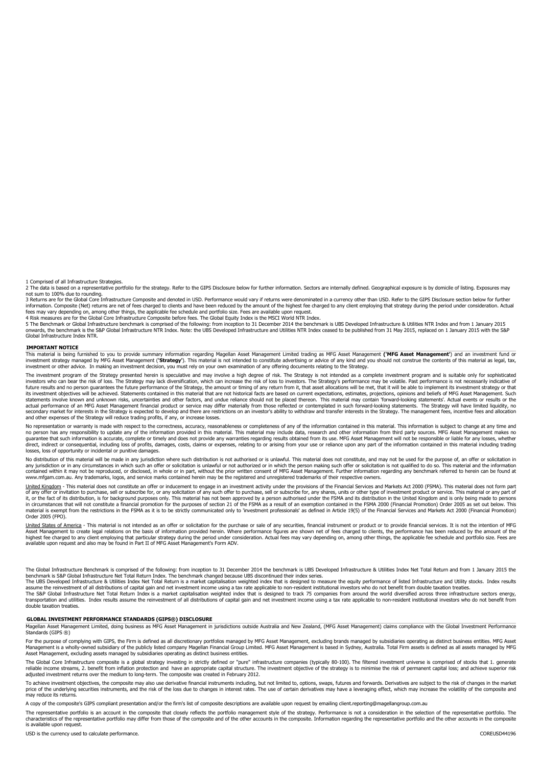1 Comprised of all Infrastructure Strategies.

2 The data is based on a representative portfolio for the strategy. Refer to the GIPS Disclosure below for further information. Sectors are internally defined. Geographical exposure is by domicile of listing. Exposures may not sum to 100% due to rounding.

3 Returns are for the Global Core Infrastructure Composite and denoted in USD. Performance would vary if returns were denominated in a currency other than USD. Refer to the GIPS Disclosure section below for further information. Composite (Net) returns are net of fees charged to clients and have been reduced by the amount of the highest fee charged to any client employing that strategy during the period under consideration. Actual fees may vary depending on, among other things, the applicable fee schedule and portfolio size. Fees are available upon request.

4 Risk measures are for the Global Core Infrastructure Composite before fees. The Global Equity Index is the MSCI World NTR Index.

5 The Benchmark or Global Infrastructure benchmark is comprised of the following: from inception to 31 December 2014 the benchmark is UBS Developed Infrastructure & Utilities NTR Index and from 1 January 2015 onwards, the benchmark is the S&P Global Infrastructure NTR Index. Note: the UBS Developed Infrastructure and Utilities NTR Index ceased to be published from 31 May 2015, replaced on 1 January 2015 with the S&P Global Infrastructure Index NTR.

## IMPORTANT NOTICE

This material is being furnished to you to provide summary information regarding Magellan Asset Management Limited trading as MFG Asset Management (**'MFG Asset Management'**) and an investment fund or investment strategy managed by MFG Asset Management (**'Strategy'**). This material is not intended to constitute advertising or advice of any kind and you should not construe the contents of this material as legal, tax, investment or other advice. In making an investment decision, you must rely on your own examination of any offering documents relating to the Strategy.

The investment program of the Strategy presented herein is speculative and may involve a high degree of risk. The Strategy is not intended as a complete investment program and is suitable only for sophisticated investors who can bear the risk of loss. The Strategy may lack diversification, which can increase the risk of loss to investors. The Strategy's performance may be volatile. Past performance is not necessarily indicative of future results and no person guarantees the future performance of the Strategy, the amount or timing of any return from it, that asset allocations will be met, that it will be able to implement its investment strategy or that its investment objectives will be achieved. Statements contained in this material that are not historical facts are based on current expectations, estimates, projections, opinions and beliefs of MFG Asset Management. Such statements involve known and unknown risks, uncertainties and other factors, and undue reliance should not be placed thereon. This material may contain 'forward-looking statements'. Actual events or results or the actual performance of an MFG Asset Management financial product or service may differ materially from those reflected or contemplated in such forward-looking statements. The Strategy will have limited liquidity, no secondary market for interests in the Strategy is expected to develop and there are restrictions on an investor's ability to withdraw and transfer interests in the Strategy. The management fees, incentive fees and allocation and other expenses of the Strategy will reduce trading profits, if any, or increase losses.

No representation or warranty is made with respect to the correctness, accuracy, reasonableness or completeness of any of the information contained in this material. This information is subject to change at any time and no person has any responsibility to update any of the information provided in this material. This material may include data, research and other information from third party sources. MFG Asset Management makes no guarantee that such information is accurate, complete or timely and does not provide any warranties regarding results obtained from its use. MFG Asset Management will not be responsible or liable for any losses, whether direct, indirect or consequential, including loss of profits, damages, costs, claims or expenses, relating to or arising from your use or reliance upon any part of the information contained in this material including trading losses, loss of opportunity or incidental or punitive damages.

No distribution of this material will be made in any jurisdiction where such distribution is not authorised or is unlawful. This material does not constitute, and may not be used for the purpose of, an offer or solicitation in any jurisdiction or in any circumstances in which such an offer or solicitation is unlawful or not authorized or in which the person making such offer or solicitation is not qualified to do so. This material and the information contained within it may not be reproduced, or disclosed, in whole or in part, without the prior written consent of MFG Asset Management. Further information regarding any benchmark referred to herein can be found at www.mfgam.com.au. Any trademarks, logos, and service marks contained herein may be the registered and unregistered trademarks of their respective owners.

United Kingdom - This material does not constitute an offer or inducement to engage in an investment activity under the provisions of the Financial Services and Markets Act 2000 (FSMA). This material does not form part of any offer or invitation to purchase, sell or subscribe for, or any solicitation of any such offer to purchase, sell or subscribe for, any shares, units or other type of investment product or service. This material or any part of it, or the fact of its distribution, is for background purposes only. This material has not been approved by a person authorised under the FSMA and its distribution in the United Kingdom and is only being made to persons in circumstances that will not constitute a financial promotion for the purposes of section 21 of the FSMA as a result of an exemption contained in the FSMA 2000 (Financial Promotion) Order 2005 as set out below. This material is exempt from the restrictions in the FSMA as it is to be strictly communicated only to 'investment professionals' as defined in Article 19(5) of the Financial Services and Markets Act 2000 (Financial Promotion) Order 2005 (FPO).

United States of America - This material is not intended as an offer or solicitation for the purchase or sale of any securities, financial instrument or product or to provide financial services. It is not the intention of MFG Asset Management to create legal relations on the basis of information provided herein. Where performance figures are shown net of fees charged to clients, the performance has been reduced by the amount of the highest fee charged to any client employing that particular strategy during the period under consideration. Actual fees may vary depending on, among other things, the applicable fee schedule and portfolio size. Fees are available upon request and also may be found in Part II of MFG Asset Management's Form ADV.

The Global Infrastructure Benchmark is comprised of the following: from inception to 31 December 2014 the benchmark is UBS Developed Infrastructure & Utilities Index Net Total Return and from 1 January 2015 the benchmark is S&P Global Infrastructure Net Total Return Index. The benchmark changed because UBS discontinued their index series.

The UBS Developed Infrastructure & Utilities Index Net Total Return is a market capitalisation weighted index that is designed to measure the equity performance of listed Infrastructure and Utility stocks. Index results assume the reinvestment of all distributions of capital gain and net investment income using a tax rate applicable to non-resident institutional investors who do not benefit from double taxation treaties.

The S&P Global Infrastructure Net Total Return Index is a market capitalisation weighted index that is designed to track 75 companies from around the world diversified across three infrastructure sectors energy, transportation and utilities. Index results assume the reinvestment of all distributions of capital gain and net investment income using a tax rate applicable to non-resident institutional investors who do not benefit from double taxation treaties.

## GLOBAL INVESTMENT PERFORMANCE STANDARDS (GIPS®) DISCLOSURE

Magellan Asset Management Limited, doing business as MFG Asset Management in jurisdictions outside Australia and New Zealand, (MFG Asset Management) claims compliance with the Global Investment Performance Standards (GIPS ®)

For the purpose of complying with GIPS, the Firm is defined as all discretionary portfolios managed by MFG Asset Management, excluding brands managed by subsidiaries operating as distinct business entities. MFG Asset Management is a wholly-owned subsidiary of the publicly listed company Magellan Financial Group Limited. MFG Asset Management is based in Sydney, Australia. Total Firm assets is defined as all assets managed by MFG Asset Management, excluding assets managed by subsidiaries operating as distinct business entities.

The Global Core Infrastructure composite is a global strategy investing in strictly defined or "pure" infrastructure companies (typically 80-100). The filtered investment universe is comprised of stocks that 1. generate reliable income streams, 2. benefit from inflation protection and have an appropriate capital structure. The investment objective of the strategy is to minimise the risk of permanent capital loss; and achieve superior risk adjusted investment returns over the medium to long-term. The composite was created in February 2012.

To achieve investment objectives, the composite may also use derivative financial instruments including, but not limited to, options, swaps, futures and forwards. Derivatives are subject to the risk of changes in the market price of the underlying securities instruments, and the risk of the loss due to changes in interest rates. The use of certain derivatives may have a leveraging effect, which may increase the volatility of the composite and may reduce its returns.

A copy of the composite's GIPS compliant presentation and/or the firm's list of composite descriptions are available upon request by emailing client.reporting@magellangroup.com.au

The representative portfolio is an account in the composite that closely reflects the portfolio management style of the strategy. Performance is not a consideration in the selection of the representative portfolio. The characteristics of the representative portfolio may differ from those of the composite and of the other accounts in the composite. Information regarding the representative portfolio and the other accounts in the composite is available upon request.

USD is the currency used to calculate performance.

COREUSD44196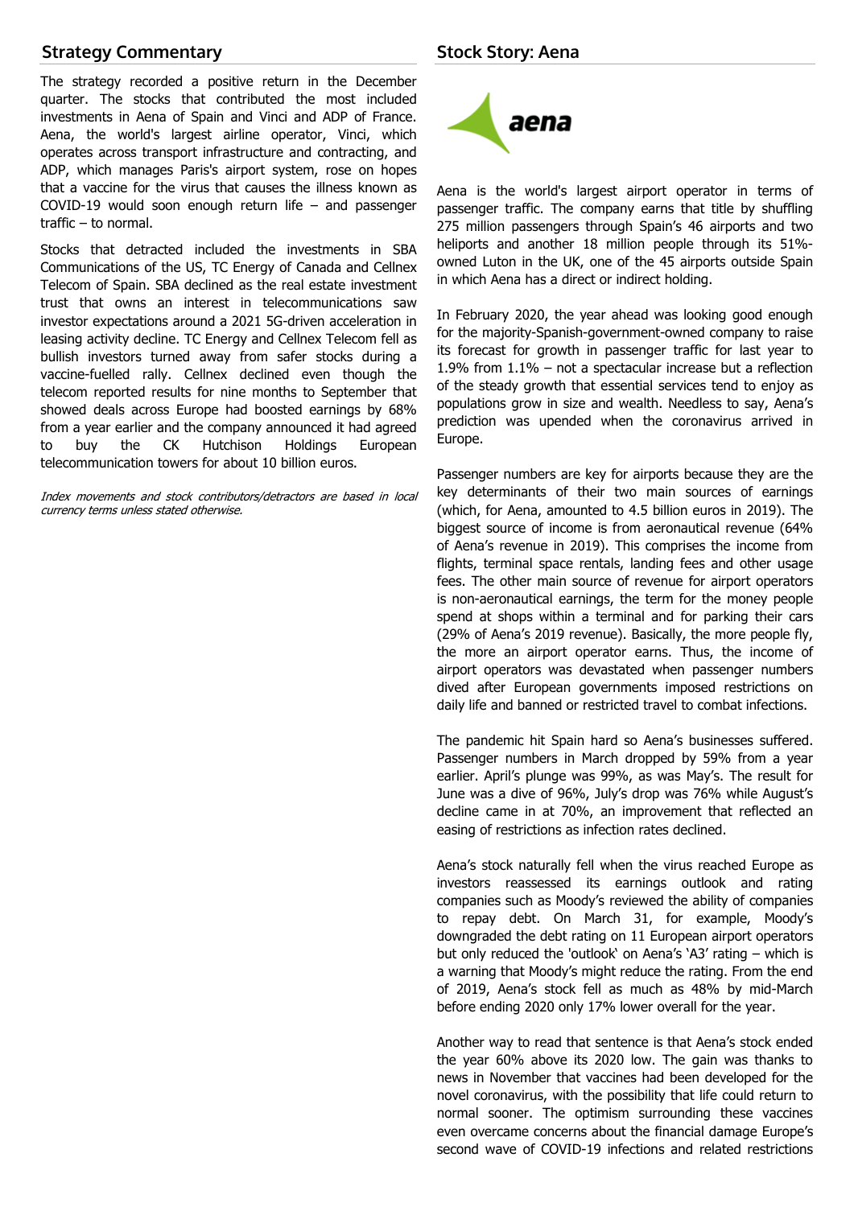## Strategy Commentary

The strategy recorded a positive return in the December quarter. The stocks that contributed the most included investments in Aena of Spain and Vinci and ADP of France. Aena, the world's largest airline operator, Vinci, which operates across transport infrastructure and contracting, and ADP, which manages Paris's airport system, rose on hopes that a vaccine for the virus that causes the illness known as COVID-19 would soon enough return life – and passenger traffic – to normal.

Stocks that detracted included the investments in SBA Communications of the US, TC Energy of Canada and Cellnex Telecom of Spain. SBA declined as the real estate investment trust that owns an interest in telecommunications saw investor expectations around a 2021 5G-driven acceleration in leasing activity decline. TC Energy and Cellnex Telecom fell as bullish investors turned away from safer stocks during a vaccine-fuelled rally. Cellnex declined even though the telecom reported results for nine months to September that showed deals across Europe had boosted earnings by 68% from a year earlier and the company announced it had agreed to buy the CK Hutchison Holdings European telecommunication towers for about 10 billion euros.

*Index movements and stock contributors/detractors are based in local currency terms unless stated otherwise.*

## Stock Story: Aena

Aena is the world's largest airport operator in terms of passenger traffic. The company earns that title by shuffling 275 million passengers through Spain's 46 airports and two heliports and another 18 million people through its 51%-owned Luton in the UK, one of the 45 airports outside Spain in which Aena has a direct or indirect holding.

In February 2020, the year ahead was looking good enough for the majority-Spanish-government-owned company to raise its forecast for growth in passenger traffic for last year to 1.9% from 1.1% – not a spectacular increase but a reflection of the steady growth that essential services tend to enjoy as populations grow in size and wealth. Needless to say, Aena's prediction was upended when the coronavirus arrived in Europe.

Passenger numbers are key for airports because they are the key determinants of their two main sources of earnings (which, for Aena, amounted to 4.5 billion euros in 2019). The biggest source of income is from aeronautical revenue (64% of Aena's revenue in 2019). This comprises the income from flights, terminal space rentals, landing fees and other usage fees. The other main source of revenue for airport operators is non-aeronautical earnings, the term for the money people spend at shops within a terminal and for parking their cars (29% of Aena's 2019 revenue). Basically, the more people fly, the more an airport operator earns. Thus, the income of airport operators was devastated when passenger numbers dived after European governments imposed restrictions on daily life and banned or restricted travel to combat infections.

The pandemic hit Spain hard so Aena's businesses suffered. Passenger numbers in March dropped by 59% from a year earlier. April's plunge was 99%, as was May's. The result for June was a dive of 96%, July's drop was 76% while August's decline came in at 70%, an improvement that reflected an easing of restrictions as infection rates declined.

Aena's stock naturally fell when the virus reached Europe as investors reassessed its earnings outlook and rating companies such as Moody's reviewed the ability of companies to repay debt. On March 31, for example, Moody's downgraded the debt rating on 11 European airport operators but only reduced the 'outlook' on Aena's 'A3' rating – which is a warning that Moody's might reduce the rating. From the end of 2019, Aena's stock fell as much as 48% by mid-March before ending 2020 only 17% lower overall for the year.

Another way to read that sentence is that Aena's stock ended the year 60% above its 2020 low. The gain was thanks to news in November that vaccines had been developed for the novel coronavirus, with the possibility that life could return to normal sooner. The optimism surrounding these vaccines even overcame concerns about the financial damage Europe's second wave of COVID-19 infections and related restrictions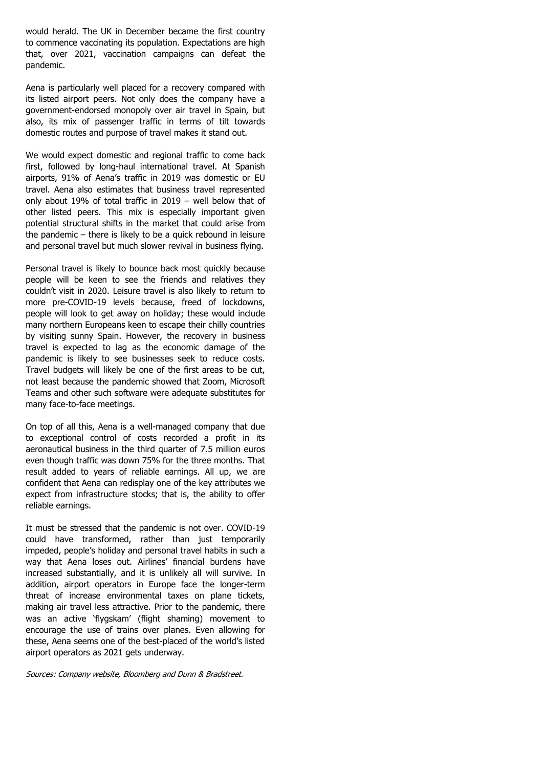would herald. The UK in December became the first country to commence vaccinating its population. Expectations are high that, over 2021, vaccination campaigns can defeat the pandemic.

Aena is particularly well placed for a recovery compared with its listed airport peers. Not only does the company have a government-endorsed monopoly over air travel in Spain, but also, its mix of passenger traffic in terms of tilt towards domestic routes and purpose of travel makes it stand out.

We would expect domestic and regional traffic to come back first, followed by long-haul international travel. At Spanish airports, 91% of Aena's traffic in 2019 was domestic or EU travel. Aena also estimates that business travel represented only about 19% of total traffic in 2019 – well below that of other listed peers. This mix is especially important given potential structural shifts in the market that could arise from the pandemic – there is likely to be a quick rebound in leisure and personal travel but much slower revival in business flying.

Personal travel is likely to bounce back most quickly because people will be keen to see the friends and relatives they couldn't visit in 2020. Leisure travel is also likely to return to more pre-COVID-19 levels because, freed of lockdowns, people will look to get away on holiday; these would include many northern Europeans keen to escape their chilly countries by visiting sunny Spain. However, the recovery in business travel is expected to lag as the economic damage of the pandemic is likely to see businesses seek to reduce costs. Travel budgets will likely be one of the first areas to be cut, not least because the pandemic showed that Zoom, Microsoft Teams and other such software were adequate substitutes for many face-to-face meetings.

On top of all this, Aena is a well-managed company that due to exceptional control of costs recorded a profit in its aeronautical business in the third quarter of 7.5 million euros even though traffic was down 75% for the three months. That result added to years of reliable earnings. All up, we are confident that Aena can redisplay one of the key attributes we expect from infrastructure stocks; that is, the ability to offer reliable earnings.

It must be stressed that the pandemic is not over. COVID-19 could have transformed, rather than just temporarily impeded, people's holiday and personal travel habits in such a way that Aena loses out. Airlines' financial burdens have increased substantially, and it is unlikely all will survive. In addition, airport operators in Europe face the longer-term threat of increase environmental taxes on plane tickets, making air travel less attractive. Prior to the pandemic, there was an active 'flygskam' (flight shaming) movement to encourage the use of trains over planes. Even allowing for these, Aena seems one of the best-placed of the world's listed airport operators as 2021 gets underway.

*Sources: Company website, Bloomberg and Dunn & Bradstreet.*